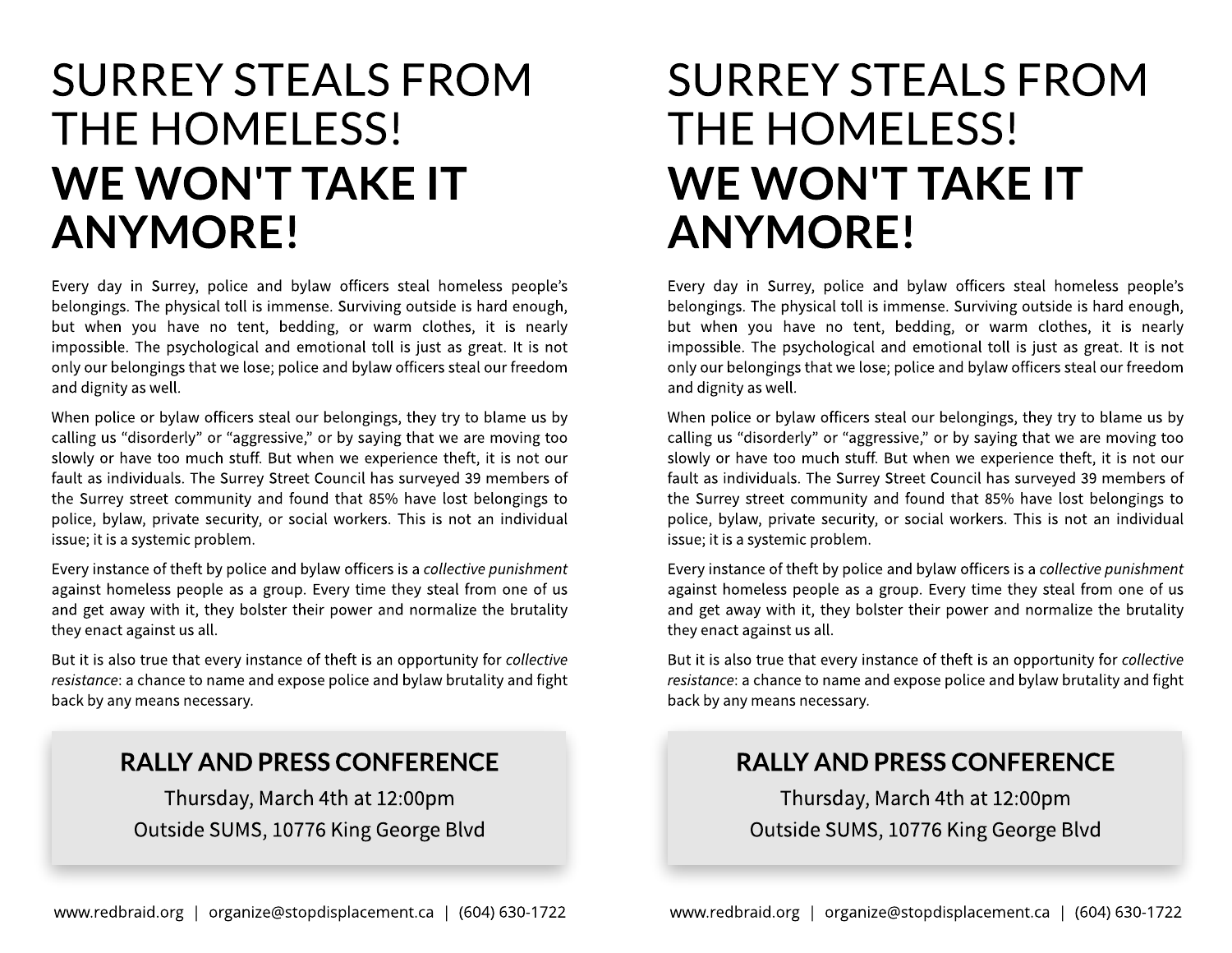# SURREY STEALS FROM THE HOMELESS!

# **WE WON'T TAKE IT ANYMORE!**

Every day in Surrey, police and bylaw officers steal homeless people's belongings. The physical toll is immense. Surviving outside is hard enough, but when you have no tent, bedding, or warm clothes, it is nearly impossible. The psychological and emotional toll is just as great. It is not only our belongings that we lose; police and bylaw officers steal our freedom and dignity as well.

When police or bylaw officers steal our belongings, they try to blame us by calling us "disorderly" or "aggressive," or by saying that we are moving too slowly or have too much stuff. But when we experience theft, it is not our fault as individuals. The Surrey Street Council has surveyed 39 members of the Surrey street community and found that 85% have lost belongings to police, bylaw, private security, or social workers. This is not an individual issue; it is a systemic problem.

Every instance of theft by police and bylaw officers is a *collective punishment* against homeless people as a group. Every time they steal from one of us and get away with it, they bolster their power and normalize the brutality they enact against us all.

But it is also true that every instance of theft is an opportunity for *collective resistance*: a chance to name and expose police and bylaw brutality and fight back by any means necessary.

**RALLY AND PRESS CONFERENCE**

Thursday, March 4th at 12:00pm

Outside SUMS, 10776 King George Blvd

www.redbraid.org | organize@stopdisplacement.ca | (604) 630-1722

# SURREY STEALS FROM THE HOMELESS!

# **WE WON'T TAKE IT ANYMORE!**

Every day in Surrey, police and bylaw officers steal homeless people's belongings. The physical toll is immense. Surviving outside is hard enough, but when you have no tent, bedding, or warm clothes, it is nearly impossible. The psychological and emotional toll is just as great. It is not only our belongings that we lose; police and bylaw officers steal our freedom and dignity as well.

When police or bylaw officers steal our belongings, they try to blame us by calling us "disorderly" or "aggressive," or by saying that we are moving too slowly or have too much stuff. But when we experience theft, it is not our fault as individuals. The Surrey Street Council has surveyed 39 members of the Surrey street community and found that 85% have lost belongings to police, bylaw, private security, or social workers. This is not an individual issue; it is a systemic problem.

Every instance of theft by police and bylaw officers is a *collective punishment* against homeless people as a group. Every time they steal from one of us and get away with it, they bolster their power and normalize the brutality they enact against us all.

But it is also true that every instance of theft is an opportunity for *collective resistance*: a chance to name and expose police and bylaw brutality and fight back by any means necessary.

**RALLY AND PRESS CONFERENCE**

Thursday, March 4th at 12:00pm

Outside SUMS, 10776 King George Blvd

www.redbraid.org | organize@stopdisplacement.ca | (604) 630-1722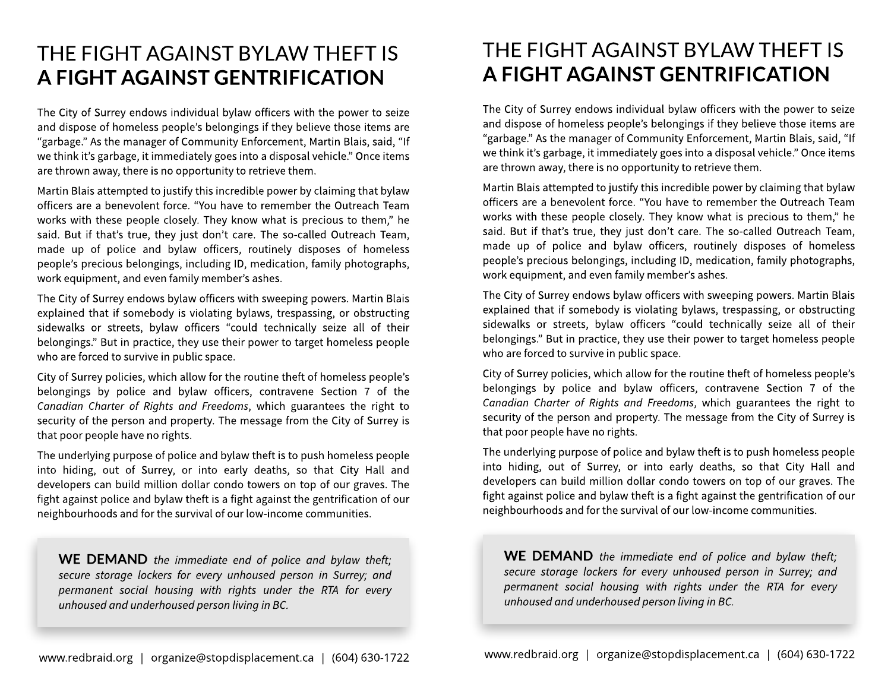# THE FIGHT AGAINST BYLAW THEFT IS **A FIGHT AGAINST GENTRIFICATION**

The City of Surrey endows individual bylaw officers with the power to seize and dispose of homeless people's belongings if they believe those items are "garbage." As the manager of Community Enforcement, Martin Blais, said, "If we think it's garbage, it immediately goes into a disposal vehicle." Once items are thrown away, there is no opportunity to retrieve them.

Martin Blais attempted to justify this incredible power by claiming that bylaw officers are a benevolent force. "You have to remember the Outreach Team works with these people closely. They know what is precious to them," he said. But if that's true, they just don't care. The so-called Outreach Team, made up of police and bylaw officers, routinely disposes of homeless people's precious belongings, including ID, medication, family photographs, work equipment, and even family member's ashes.

The City of Surrey endows bylaw officers with sweeping powers. Martin Blais explained that if somebody is violating bylaws, trespassing, or obstructing sidewalks or streets, bylaw officers "could technically seize all of their belongings." But in practice, they use their power to target homeless people who are forced to survive in public space.

City of Surrey policies, which allow for the routine theft of homeless people's belongings by police and bylaw officers, contravene Section 7 of the *Canadian Charter of Rights and Freedoms*, which guarantees the right to security of the person and property. The message from the City of Surrey is that poor people have no rights.

The underlying purpose of police and bylaw theft is to push homeless people into hiding, out of Surrey, or into early deaths, so that City Hall and developers can build million dollar condo towers on top of our graves. The fight against police and bylaw theft is a fight against the gentrification of our neighbourhoods and for the survival of our low-income communities.

> **WE DEMAND** *the immediate end of police and bylaw theft; secure storage lockers for every unhoused person in Surrey; and permanent social housing with rights under the RTA for every unhoused and underhoused person living in BC.*

www.redbraid.org | organize@stopdisplacement.ca | (604) 630-1722

# THE FIGHT AGAINST BYLAW THEFT IS **A FIGHT AGAINST GENTRIFICATION**

The City of Surrey endows individual bylaw officers with the power to seize and dispose of homeless people's belongings if they believe those items are "garbage." As the manager of Community Enforcement, Martin Blais, said, "If we think it's garbage, it immediately goes into a disposal vehicle." Once items are thrown away, there is no opportunity to retrieve them.

Martin Blais attempted to justify this incredible power by claiming that bylaw officers are a benevolent force. "You have to remember the Outreach Team works with these people closely. They know what is precious to them," he said. But if that's true, they just don't care. The so-called Outreach Team, made up of police and bylaw officers, routinely disposes of homeless people's precious belongings, including ID, medication, family photographs, work equipment, and even family member's ashes.

The City of Surrey endows bylaw officers with sweeping powers. Martin Blais explained that if somebody is violating bylaws, trespassing, or obstructing sidewalks or streets, bylaw officers "could technically seize all of their belongings." But in practice, they use their power to target homeless people who are forced to survive in public space.

City of Surrey policies, which allow for the routine theft of homeless people's belongings by police and bylaw officers, contravene Section 7 of the *Canadian Charter of Rights and Freedoms*, which guarantees the right to security of the person and property. The message from the City of Surrey is that poor people have no rights.

The underlying purpose of police and bylaw theft is to push homeless people into hiding, out of Surrey, or into early deaths, so that City Hall and developers can build million dollar condo towers on top of our graves. The fight against police and bylaw theft is a fight against the gentrification of our neighbourhoods and for the survival of our low-income communities.

> **WE DEMAND** *the immediate end of police and bylaw theft; secure storage lockers for every unhoused person in Surrey; and permanent social housing with rights under the RTA for every unhoused and underhoused person living in BC.*

www.redbraid.org | organize@stopdisplacement.ca | (604) 630-1722